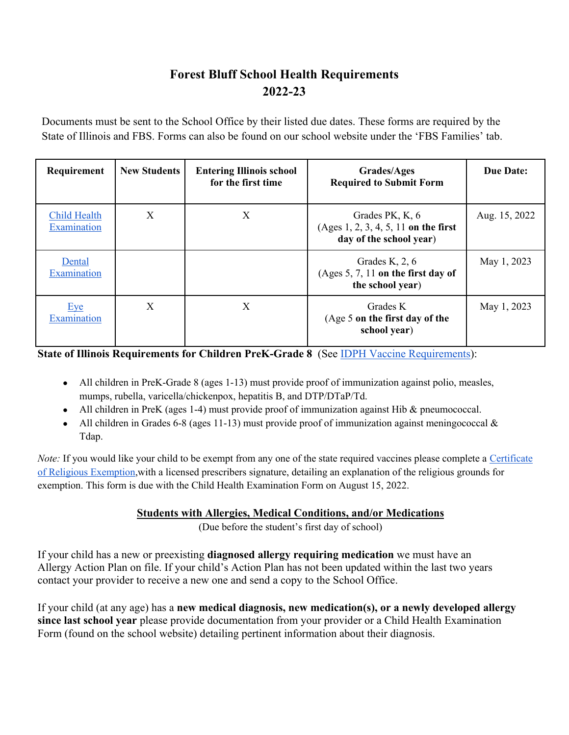# Forest Bluff School Health Requirements
## 2022-23

Documents must be sent to the School Office by their listed due dates. These forms are required by the State of Illinois and FBS. Forms can also be found on our school website under the 'FBS Families' tab.

| Requirement | New Students | Entering Illinois school for the first time | Grades/Ages Required to Submit Form | Due Date: |
|---|---|---|---|---|
| Child Health Examination | X | X | Grades PK, K, 6 (Ages 1, 2, 3, 4, 5, 11 **on the first day of the school year**) | Aug. 15, 2022 |
| Dental Examination | | | Grades K, 2, 6 (Ages 5, 7, 11 **on the first day of the school year**) | May 1, 2023 |
| Eye Examination | X | X | Grades K (Age 5 **on the first day of the school year**) | May 1, 2023 |

**State of Illinois Requirements for Children PreK-Grade 8** (See IDPH Vaccine Requirements):

- All children in PreK-Grade 8 (ages 1-13) must provide proof of immunization against polio, measles, mumps, rubella, varicella/chickenpox, hepatitis B, and DTP/DTaP/Td.
- All children in PreK (ages 1-4) must provide proof of immunization against Hib & pneumococcal.
- All children in Grades 6-8 (ages 11-13) must provide proof of immunization against meningococcal & Tdap.

*Note:* If you would like your child to be exempt from any one of the state required vaccines please complete a Certificate of Religious Exemption,with a licensed prescribers signature, detailing an explanation of the religious grounds for exemption. This form is due with the Child Health Examination Form on August 15, 2022.

### Students with Allergies, Medical Conditions, and/or Medications

(Due before the student's first day of school)

If your child has a new or preexisting **diagnosed allergy requiring medication** we must have an Allergy Action Plan on file. If your child's Action Plan has not been updated within the last two years contact your provider to receive a new one and send a copy to the School Office.

If your child (at any age) has a **new medical diagnosis, new medication(s), or a newly developed allergy since last school year** please provide documentation from your provider or a Child Health Examination Form (found on the school website) detailing pertinent information about their diagnosis.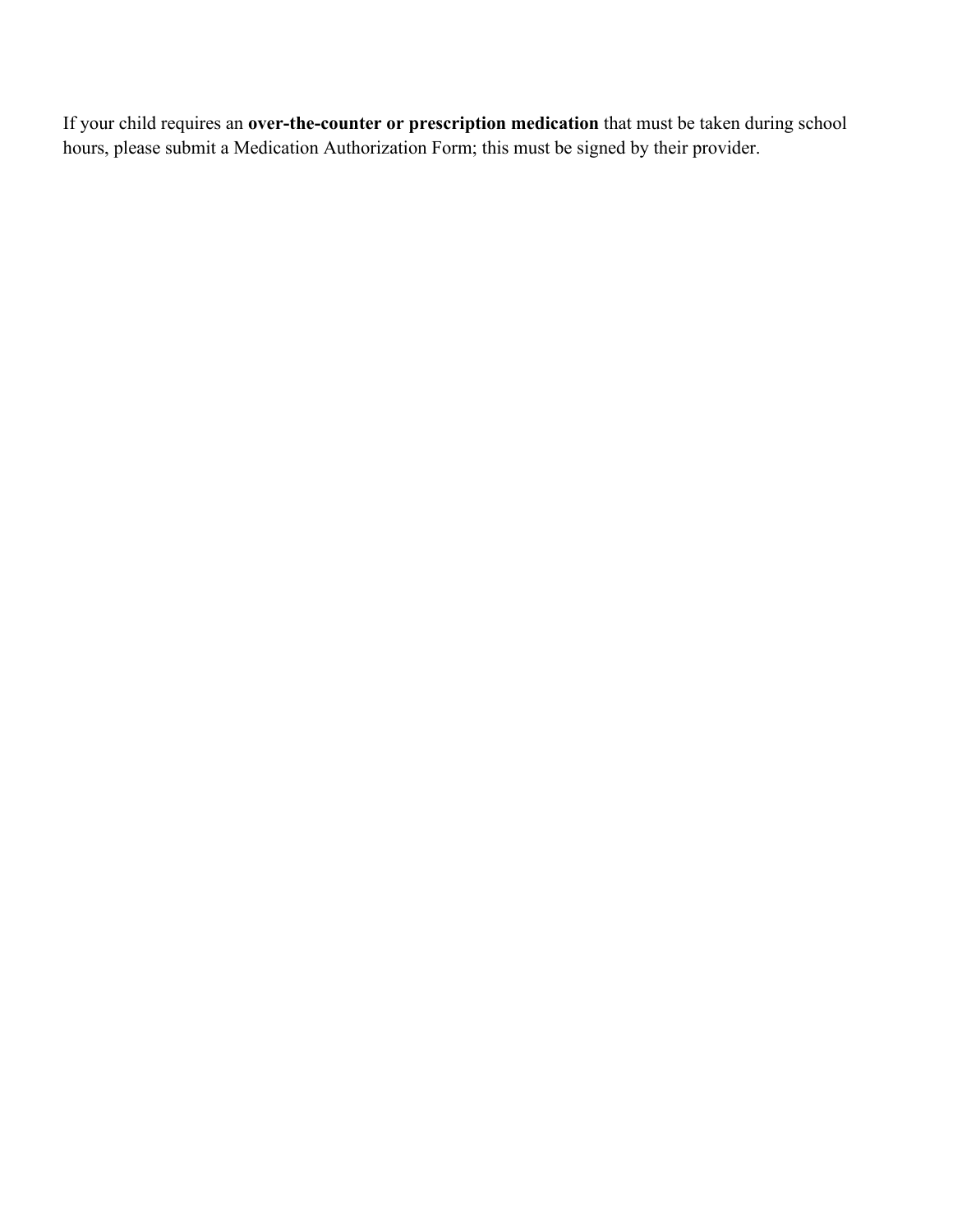If your child requires an **over-the-counter or prescription medication** that must be taken during school hours, please submit a Medication Authorization Form; this must be signed by their provider.